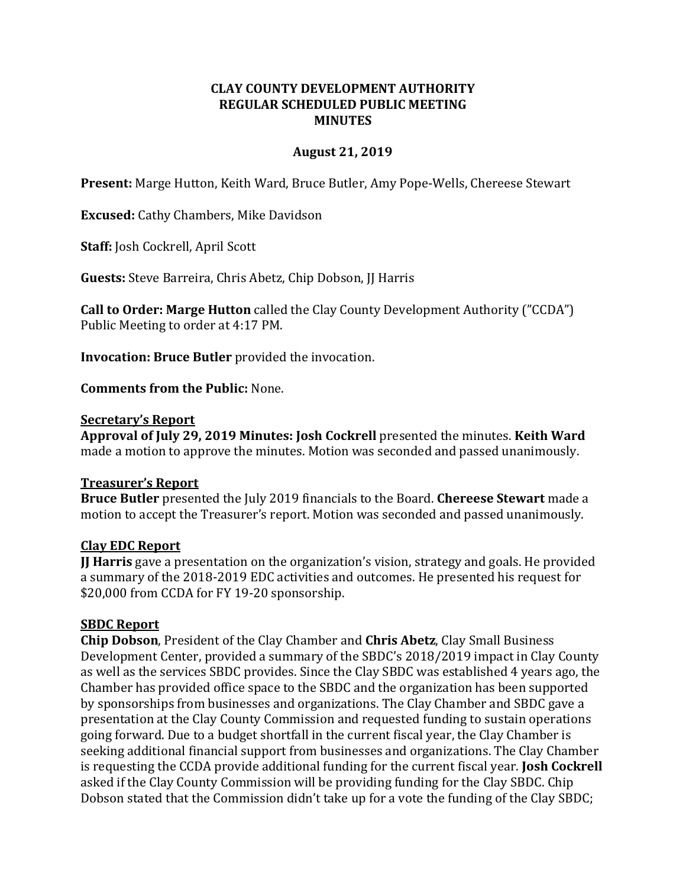# CLAY COUNTY DEVELOPMENT AUTHORITY
# REGULAR SCHEDULED PUBLIC MEETING
# MINUTES

**August 21, 2019**

**Present:** Marge Hutton, Keith Ward, Bruce Butler, Amy Pope-Wells, Chereese Stewart

**Excused:** Cathy Chambers, Mike Davidson

**Staff:** Josh Cockrell, April Scott

**Guests:** Steve Barreira, Chris Abetz, Chip Dobson, JJ Harris

**Call to Order: Marge Hutton** called the Clay County Development Authority ("CCDA") Public Meeting to order at 4:17 PM.

**Invocation: Bruce Butler** provided the invocation.

**Comments from the Public:** None.

**Secretary's Report**

**Approval of July 29, 2019 Minutes: Josh Cockrell** presented the minutes. **Keith Ward** made a motion to approve the minutes. Motion was seconded and passed unanimously.

**Treasurer's Report**

**Bruce Butler** presented the July 2019 financials to the Board. **Chereese Stewart** made a motion to accept the Treasurer's report. Motion was seconded and passed unanimously.

**Clay EDC Report**

**JJ Harris** gave a presentation on the organization's vision, strategy and goals. He provided a summary of the 2018-2019 EDC activities and outcomes. He presented his request for $20,000 from CCDA for FY 19-20 sponsorship.

**SBDC Report**

**Chip Dobson**, President of the Clay Chamber and **Chris Abetz**, Clay Small Business Development Center, provided a summary of the SBDC's 2018/2019 impact in Clay County as well as the services SBDC provides. Since the Clay SBDC was established 4 years ago, the Chamber has provided office space to the SBDC and the organization has been supported by sponsorships from businesses and organizations. The Clay Chamber and SBDC gave a presentation at the Clay County Commission and requested funding to sustain operations going forward. Due to a budget shortfall in the current fiscal year, the Clay Chamber is seeking additional financial support from businesses and organizations. The Clay Chamber is requesting the CCDA provide additional funding for the current fiscal year. **Josh Cockrell** asked if the Clay County Commission will be providing funding for the Clay SBDC. Chip Dobson stated that the Commission didn't take up for a vote the funding of the Clay SBDC;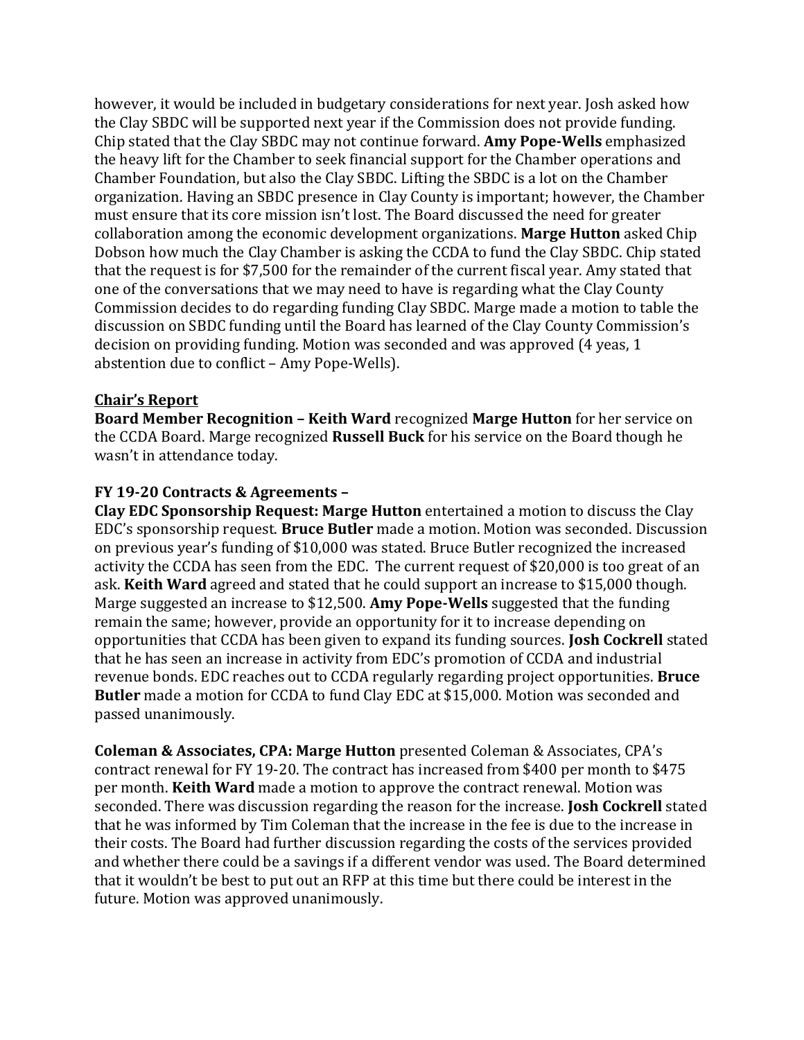however, it would be included in budgetary considerations for next year. Josh asked how the Clay SBDC will be supported next year if the Commission does not provide funding. Chip stated that the Clay SBDC may not continue forward. **Amy Pope-Wells** emphasized the heavy lift for the Chamber to seek financial support for the Chamber operations and Chamber Foundation, but also the Clay SBDC. Lifting the SBDC is a lot on the Chamber organization. Having an SBDC presence in Clay County is important; however, the Chamber must ensure that its core mission isn't lost. The Board discussed the need for greater collaboration among the economic development organizations. **Marge Hutton** asked Chip Dobson how much the Clay Chamber is asking the CCDA to fund the Clay SBDC. Chip stated that the request is for $7,500 for the remainder of the current fiscal year. Amy stated that one of the conversations that we may need to have is regarding what the Clay County Commission decides to do regarding funding Clay SBDC. Marge made a motion to table the discussion on SBDC funding until the Board has learned of the Clay County Commission's decision on providing funding. Motion was seconded and was approved (4 yeas, 1 abstention due to conflict – Amy Pope-Wells).

**<u>Chair's Report</u>**

**Board Member Recognition – Keith Ward** recognized **Marge Hutton** for her service on the CCDA Board. Marge recognized **Russell Buck** for his service on the Board though he wasn't in attendance today.

**FY 19-20 Contracts & Agreements –**

**Clay EDC Sponsorship Request: Marge Hutton** entertained a motion to discuss the Clay EDC's sponsorship request. **Bruce Butler** made a motion. Motion was seconded. Discussion on previous year's funding of $10,000 was stated. Bruce Butler recognized the increased activity the CCDA has seen from the EDC. The current request of $20,000 is too great of an ask. **Keith Ward** agreed and stated that he could support an increase to $15,000 though. Marge suggested an increase to $12,500. **Amy Pope-Wells** suggested that the funding remain the same; however, provide an opportunity for it to increase depending on opportunities that CCDA has been given to expand its funding sources. **Josh Cockrell** stated that he has seen an increase in activity from EDC's promotion of CCDA and industrial revenue bonds. EDC reaches out to CCDA regularly regarding project opportunities. **Bruce Butler** made a motion for CCDA to fund Clay EDC at $15,000. Motion was seconded and passed unanimously.

**Coleman & Associates, CPA: Marge Hutton** presented Coleman & Associates, CPA's contract renewal for FY 19-20. The contract has increased from $400 per month to $475 per month. **Keith Ward** made a motion to approve the contract renewal. Motion was seconded. There was discussion regarding the reason for the increase. **Josh Cockrell** stated that he was informed by Tim Coleman that the increase in the fee is due to the increase in their costs. The Board had further discussion regarding the costs of the services provided and whether there could be a savings if a different vendor was used. The Board determined that it wouldn't be best to put out an RFP at this time but there could be interest in the future. Motion was approved unanimously.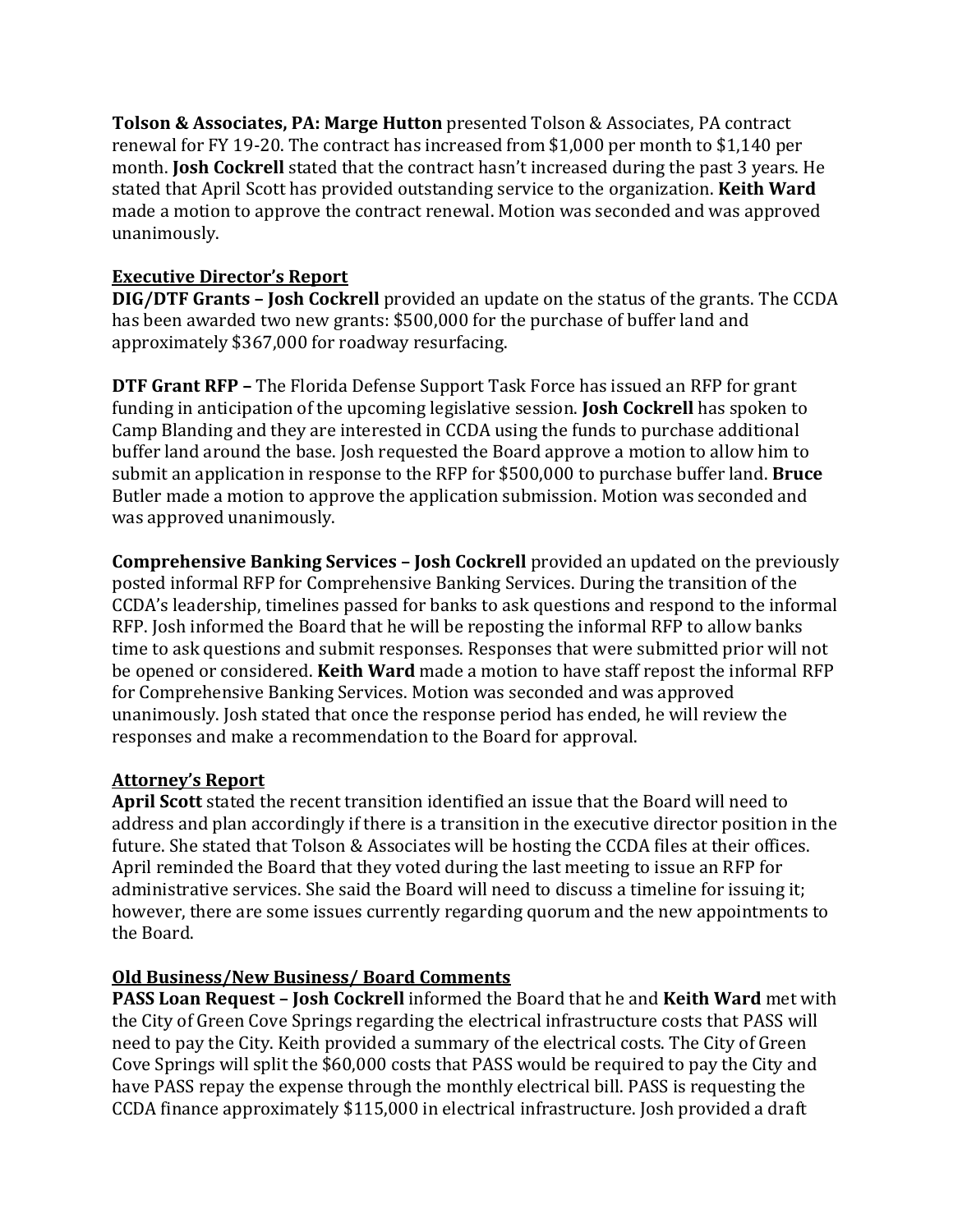**Tolson & Associates, PA: Marge Hutton** presented Tolson & Associates, PA contract renewal for FY 19-20. The contract has increased from $1,000 per month to $1,140 per month. **Josh Cockrell** stated that the contract hasn't increased during the past 3 years. He stated that April Scott has provided outstanding service to the organization. **Keith Ward** made a motion to approve the contract renewal. Motion was seconded and was approved unanimously.

<u>**Executive Director's Report**</u>

**DIG/DTF Grants – Josh Cockrell** provided an update on the status of the grants. The CCDA has been awarded two new grants: $500,000 for the purchase of buffer land and approximately $367,000 for roadway resurfacing.

**DTF Grant RFP –** The Florida Defense Support Task Force has issued an RFP for grant funding in anticipation of the upcoming legislative session. **Josh Cockrell** has spoken to Camp Blanding and they are interested in CCDA using the funds to purchase additional buffer land around the base. Josh requested the Board approve a motion to allow him to submit an application in response to the RFP for $500,000 to purchase buffer land. **Bruce** Butler made a motion to approve the application submission. Motion was seconded and was approved unanimously.

**Comprehensive Banking Services – Josh Cockrell** provided an updated on the previously posted informal RFP for Comprehensive Banking Services. During the transition of the CCDA's leadership, timelines passed for banks to ask questions and respond to the informal RFP. Josh informed the Board that he will be reposting the informal RFP to allow banks time to ask questions and submit responses. Responses that were submitted prior will not be opened or considered. **Keith Ward** made a motion to have staff repost the informal RFP for Comprehensive Banking Services. Motion was seconded and was approved unanimously. Josh stated that once the response period has ended, he will review the responses and make a recommendation to the Board for approval.

<u>**Attorney's Report**</u>

**April Scott** stated the recent transition identified an issue that the Board will need to address and plan accordingly if there is a transition in the executive director position in the future. She stated that Tolson & Associates will be hosting the CCDA files at their offices. April reminded the Board that they voted during the last meeting to issue an RFP for administrative services. She said the Board will need to discuss a timeline for issuing it; however, there are some issues currently regarding quorum and the new appointments to the Board.

<u>**Old Business/New Business/ Board Comments**</u>

**PASS Loan Request – Josh Cockrell** informed the Board that he and **Keith Ward** met with the City of Green Cove Springs regarding the electrical infrastructure costs that PASS will need to pay the City. Keith provided a summary of the electrical costs. The City of Green Cove Springs will split the $60,000 costs that PASS would be required to pay the City and have PASS repay the expense through the monthly electrical bill. PASS is requesting the CCDA finance approximately $115,000 in electrical infrastructure. Josh provided a draft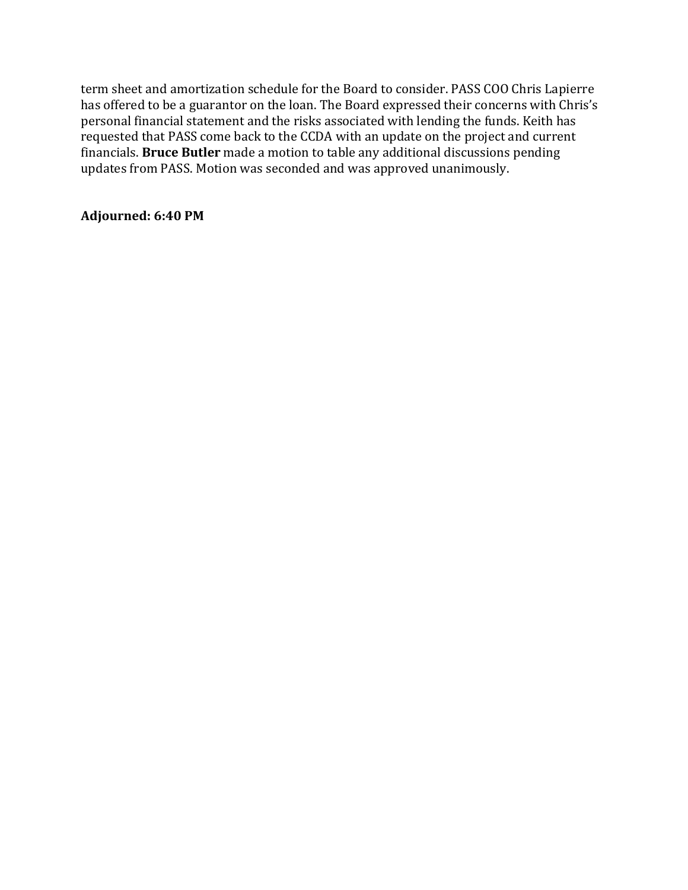term sheet and amortization schedule for the Board to consider. PASS COO Chris Lapierre has offered to be a guarantor on the loan. The Board expressed their concerns with Chris's personal financial statement and the risks associated with lending the funds. Keith has requested that PASS come back to the CCDA with an update on the project and current financials. **Bruce Butler** made a motion to table any additional discussions pending updates from PASS. Motion was seconded and was approved unanimously.

**Adjourned: 6:40 PM**